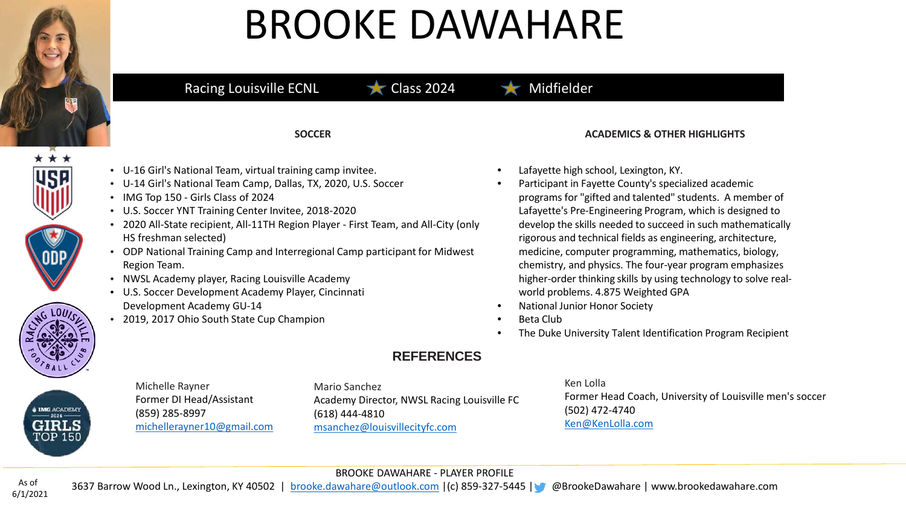# BROOKE DAWAHARE

Racing Louisville ECNL ★ Class 2024 ★ Midfielder

## SOCCER

- U-16 Girl's National Team, virtual training camp invitee.
- U-14 Girl's National Team Camp, Dallas, TX, 2020, U.S. Soccer
- IMG Top 150 - Girls Class of 2024
- U.S. Soccer YNT Training Center Invitee, 2018-2020
- 2020 All-State recipient, All-11TH Region Player - First Team, and All-City (only HS freshman selected)
- ODP National Training Camp and Interregional Camp participant for Midwest Region Team.
- NWSL Academy player, Racing Louisville Academy
- U.S. Soccer Development Academy Player, Cincinnati Development Academy GU-14
- 2019, 2017 Ohio South State Cup Champion

## ACADEMICS & OTHER HIGHLIGHTS

- Lafayette high school, Lexington, KY.
- Participant in Fayette County's specialized academic programs for "gifted and talented" students. A member of Lafayette's Pre-Engineering Program, which is designed to develop the skills needed to succeed in such mathematically rigorous and technical fields as engineering, architecture, medicine, computer programming, mathematics, biology, chemistry, and physics. The four-year program emphasizes higher-order thinking skills by using technology to solve real-world problems. 4.875 Weighted GPA
- National Junior Honor Society
- Beta Club
- The Duke University Talent Identification Program Recipient

## REFERENCES

Michelle Rayner
Former DI Head/Assistant
(859) 285-8997
michellerayner10@gmail.com

Mario Sanchez
Academy Director, NWSL Racing Louisville FC
(618) 444-4810
msanchez@louisvillecityfc.com

Ken Lolla
Former Head Coach, University of Louisville men's soccer
(502) 472-4740
Ken@KenLolla.com

BROOKE DAWAHARE - PLAYER PROFILE

3637 Barrow Wood Ln., Lexington, KY 40502 | brooke.dawahare@outlook.com |(c) 859-327-5445 | @BrookeDawahare | www.brookedawahare.com

As of 6/1/2021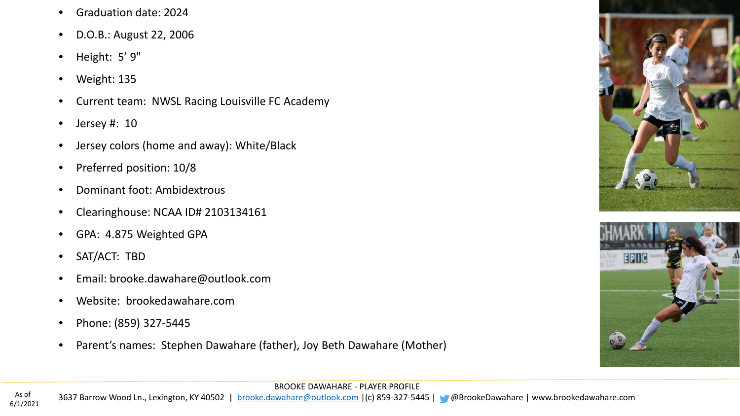- Graduation date: 2024
- D.O.B.: August 22, 2006
- Height: 5' 9"
- Weight: 135
- Current team: NWSL Racing Louisville FC Academy
- Jersey #: 10
- Jersey colors (home and away): White/Black
- Preferred position: 10/8
- Dominant foot: Ambidextrous
- Clearinghouse: NCAA ID# 2103134161
- GPA: 4.875 Weighted GPA
- SAT/ACT: TBD
- Email: brooke.dawahare@outlook.com
- Website: brookedawahare.com
- Phone: (859) 327-5445
- Parent's names: Stephen Dawahare (father), Joy Beth Dawahare (Mother)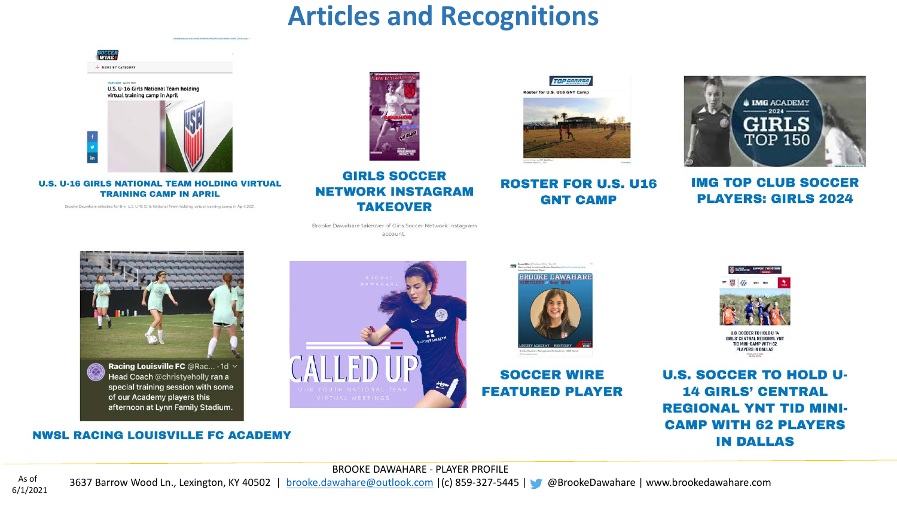# Articles and Recognitions

**U.S. U-16 GIRLS NATIONAL TEAM HOLDING VIRTUAL TRAINING CAMP IN APRIL**

Brooke Dawahare selected for the U.S. U-16 Girls National Team holding virtual training camp in April 2021.

**GIRLS SOCCER NETWORK INSTAGRAM TAKEOVER**

Brooke Dawahare takeover of Girls Soccer Network Instagram account.

**ROSTER FOR U.S. U16 GNT CAMP**

**IMG TOP CLUB SOCCER PLAYERS: GIRLS 2024**

**NWSL RACING LOUISVILLE FC ACADEMY**

**SOCCER WIRE FEATURED PLAYER**

**U.S. SOCCER TO HOLD U-14 GIRLS' CENTRAL REGIONAL YNT TID MINI-CAMP WITH 62 PLAYERS IN DALLAS**

BROOKE DAWAHARE - PLAYER PROFILE

As of 6/1/2021

3637 Barrow Wood Ln., Lexington, KY 40502 | brooke.dawahare@outlook.com | (c) 859-327-5445 | @BrookeDawahare | www.brookedawahare.com